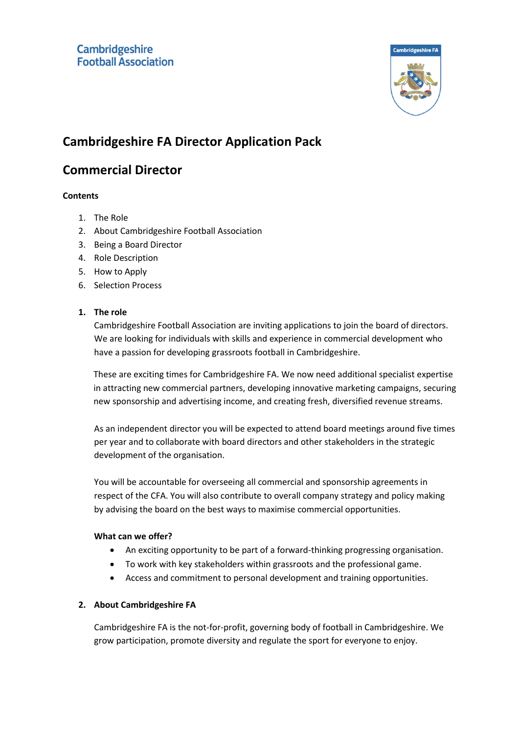Cambridgeshire Football Association

# Cambridgeshire FA Director Application Pack

# Commercial Director

**Contents**

1. The Role
2. About Cambridgeshire Football Association
3. Being a Board Director
4. Role Description
5. How to Apply
6. Selection Process

## 1. The role

Cambridgeshire Football Association are inviting applications to join the board of directors. We are looking for individuals with skills and experience in commercial development who have a passion for developing grassroots football in Cambridgeshire.

These are exciting times for Cambridgeshire FA. We now need additional specialist expertise in attracting new commercial partners, developing innovative marketing campaigns, securing new sponsorship and advertising income, and creating fresh, diversified revenue streams.

As an independent director you will be expected to attend board meetings around five times per year and to collaborate with board directors and other stakeholders in the strategic development of the organisation.

You will be accountable for overseeing all commercial and sponsorship agreements in respect of the CFA. You will also contribute to overall company strategy and policy making by advising the board on the best ways to maximise commercial opportunities.

**What can we offer?**

- An exciting opportunity to be part of a forward-thinking progressing organisation.
- To work with key stakeholders within grassroots and the professional game.
- Access and commitment to personal development and training opportunities.

## 2. About Cambridgeshire FA

Cambridgeshire FA is the not-for-profit, governing body of football in Cambridgeshire. We grow participation, promote diversity and regulate the sport for everyone to enjoy.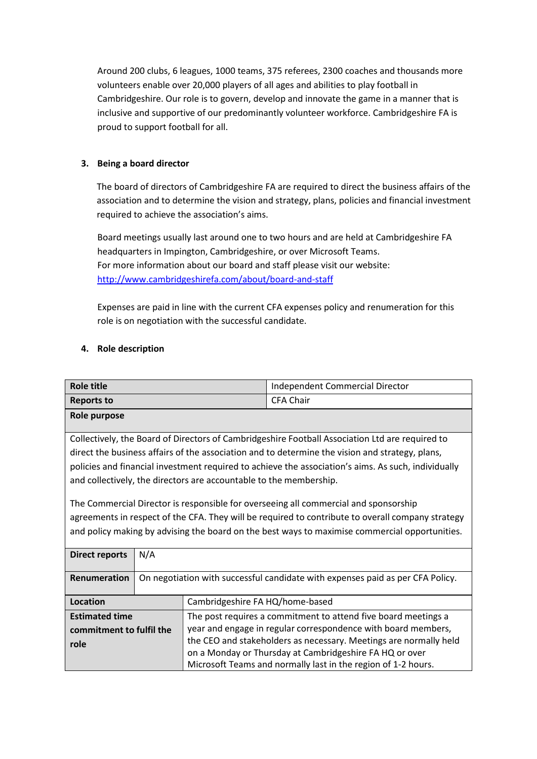Around 200 clubs, 6 leagues, 1000 teams, 375 referees, 2300 coaches and thousands more volunteers enable over 20,000 players of all ages and abilities to play football in Cambridgeshire. Our role is to govern, develop and innovate the game in a manner that is inclusive and supportive of our predominantly volunteer workforce. Cambridgeshire FA is proud to support football for all.

## 3. Being a board director

The board of directors of Cambridgeshire FA are required to direct the business affairs of the association and to determine the vision and strategy, plans, policies and financial investment required to achieve the association's aims.

Board meetings usually last around one to two hours and are held at Cambridgeshire FA headquarters in Impington, Cambridgeshire, or over Microsoft Teams.
For more information about our board and staff please visit our website: [http://www.cambridgeshirefa.com/about/board-and-staff](http://www.cambridgeshirefa.com/about/board-and-staff)

Expenses are paid in line with the current CFA expenses policy and renumeration for this role is on negotiation with the successful candidate.

## 4. Role description

| **Role title** | Independent Commercial Director |
|---|---|
| **Reports to** | CFA Chair |
| **Role purpose** | |
| Collectively, the Board of Directors of Cambridgeshire Football Association Ltd are required to direct the business affairs of the association and to determine the vision and strategy, plans, policies and financial investment required to achieve the association's aims. As such, individually and collectively, the directors are accountable to the membership.<br><br>The Commercial Director is responsible for overseeing all commercial and sponsorship agreements in respect of the CFA. They will be required to contribute to overall company strategy and policy making by advising the board on the best ways to maximise commercial opportunities. | |
| **Direct reports** | N/A |
| **Renumeration** | On negotiation with successful candidate with expenses paid as per CFA Policy. |
| **Location** | Cambridgeshire FA HQ/home-based |
| **Estimated time commitment to fulfil the role** | The post requires a commitment to attend five board meetings a year and engage in regular correspondence with board members, the CEO and stakeholders as necessary. Meetings are normally held on a Monday or Thursday at Cambridgeshire FA HQ or over Microsoft Teams and normally last in the region of 1-2 hours. |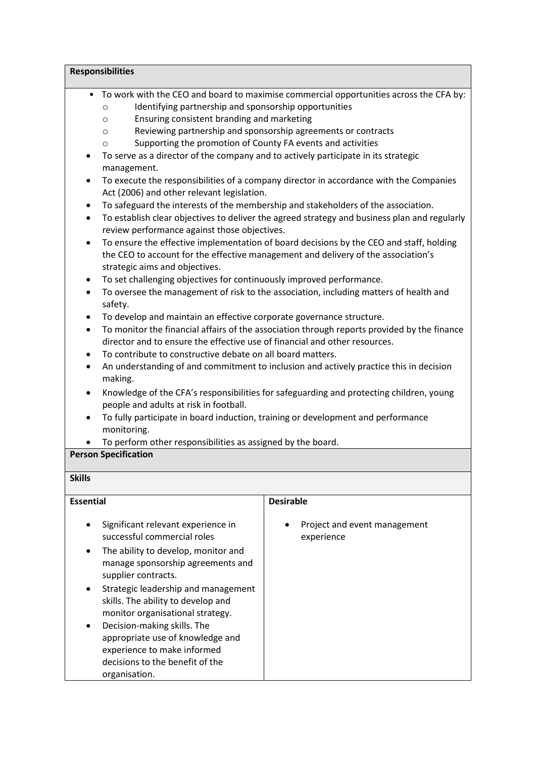**Responsibilities**

- To work with the CEO and board to maximise commercial opportunities across the CFA by:
  - Identifying partnership and sponsorship opportunities
  - Ensuring consistent branding and marketing
  - Reviewing partnership and sponsorship agreements or contracts
  - Supporting the promotion of County FA events and activities
- To serve as a director of the company and to actively participate in its strategic management.
- To execute the responsibilities of a company director in accordance with the Companies Act (2006) and other relevant legislation.
- To safeguard the interests of the membership and stakeholders of the association.
- To establish clear objectives to deliver the agreed strategy and business plan and regularly review performance against those objectives.
- To ensure the effective implementation of board decisions by the CEO and staff, holding the CEO to account for the effective management and delivery of the association's strategic aims and objectives.
- To set challenging objectives for continuously improved performance.
- To oversee the management of risk to the association, including matters of health and safety.
- To develop and maintain an effective corporate governance structure.
- To monitor the financial affairs of the association through reports provided by the finance director and to ensure the effective use of financial and other resources.
- To contribute to constructive debate on all board matters.
- An understanding of and commitment to inclusion and actively practice this in decision making.
- Knowledge of the CFA's responsibilities for safeguarding and protecting children, young people and adults at risk in football.
- To fully participate in board induction, training or development and performance monitoring.
- To perform other responsibilities as assigned by the board.

**Person Specification**

**Skills**

| Essential | Desirable |
|---|---|
| • Significant relevant experience in successful commercial roles<br>• The ability to develop, monitor and manage sponsorship agreements and supplier contracts.<br>• Strategic leadership and management skills. The ability to develop and monitor organisational strategy.<br>• Decision-making skills. The appropriate use of knowledge and experience to make informed decisions to the benefit of the organisation. | • Project and event management experience |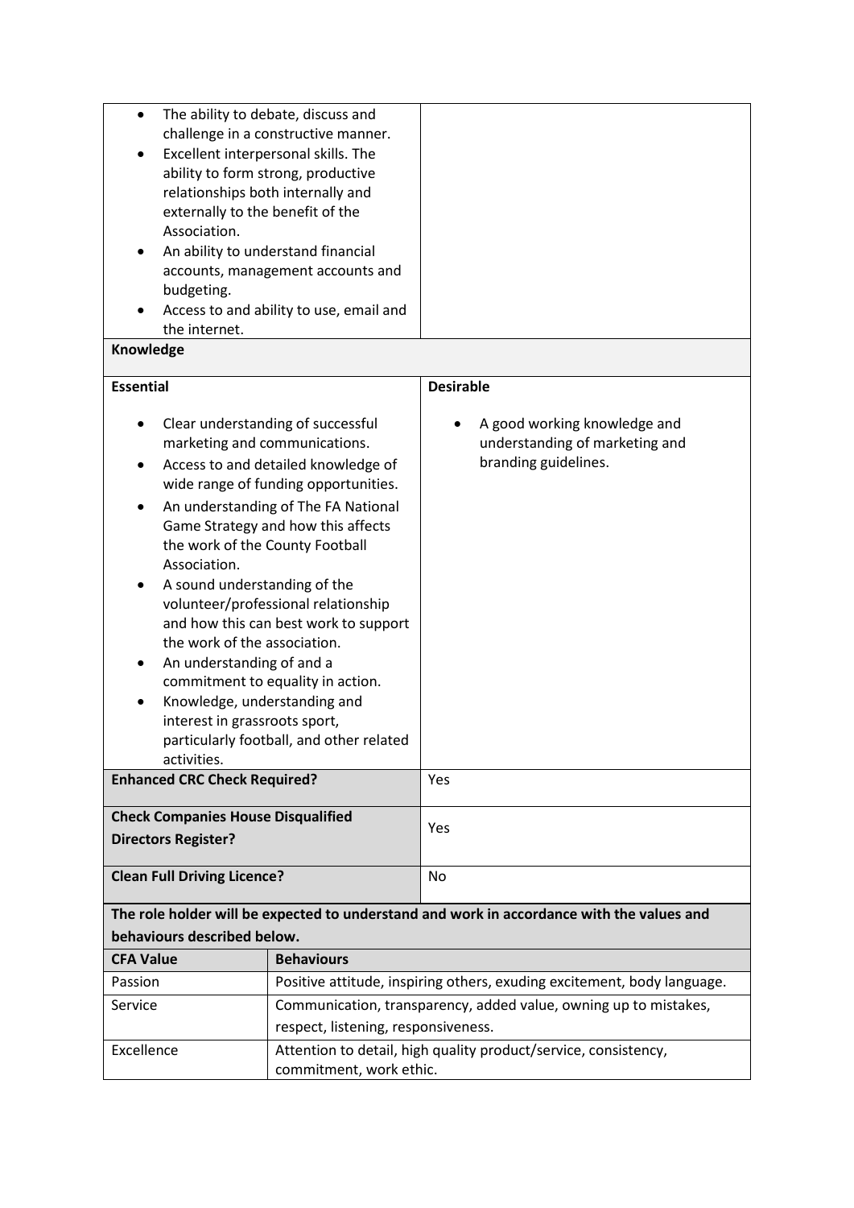| | |
|---|---|
| <ul><li>The ability to debate, discuss and challenge in a constructive manner.</li><li>Excellent interpersonal skills. The ability to form strong, productive relationships both internally and externally to the benefit of the Association.</li><li>An ability to understand financial accounts, management accounts and budgeting.</li><li>Access to and ability to use, email and the internet.</li></ul> | |
| **Knowledge** | |
| **Essential**<ul><li>Clear understanding of successful marketing and communications.</li><li>Access to and detailed knowledge of wide range of funding opportunities.</li><li>An understanding of The FA National Game Strategy and how this affects the work of the County Football Association.</li><li>A sound understanding of the volunteer/professional relationship and how this can best work to support the work of the association.</li><li>An understanding of and a commitment to equality in action.</li><li>Knowledge, understanding and interest in grassroots sport, particularly football, and other related activities.</li></ul> | **Desirable**<ul><li>A good working knowledge and understanding of marketing and branding guidelines.</li></ul> |
| **Enhanced CRC Check Required?** | Yes |
| **Check Companies House Disqualified Directors Register?** | Yes |
| **Clean Full Driving Licence?** | No |

**The role holder will be expected to understand and work in accordance with the values and behaviours described below.**

| CFA Value | Behaviours |
|---|---|
| Passion | Positive attitude, inspiring others, exuding excitement, body language. |
| Service | Communication, transparency, added value, owning up to mistakes, respect, listening, responsiveness. |
| Excellence | Attention to detail, high quality product/service, consistency, commitment, work ethic. |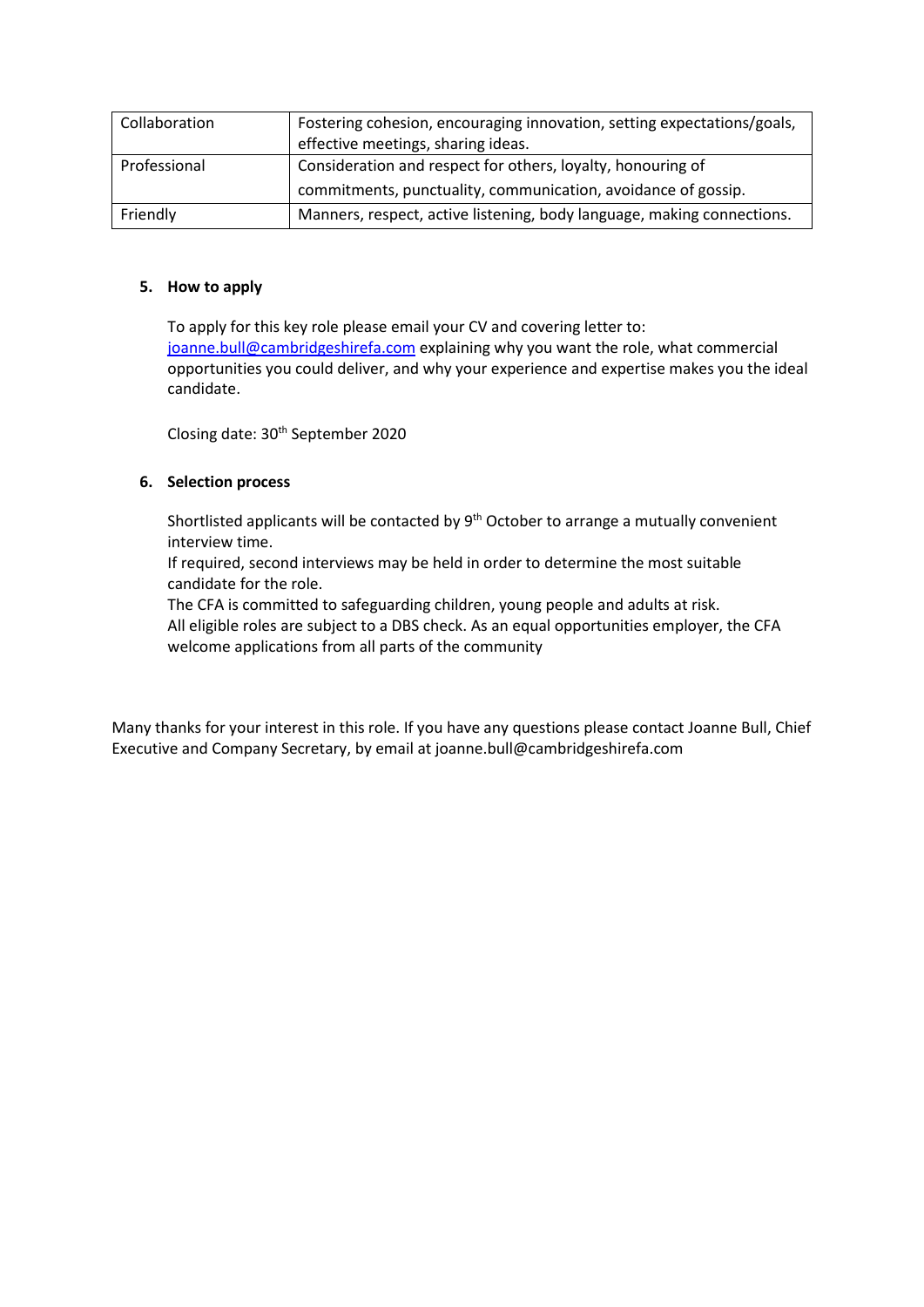| | |
|---|---|
| Collaboration | Fostering cohesion, encouraging innovation, setting expectations/goals, effective meetings, sharing ideas. |
| Professional | Consideration and respect for others, loyalty, honouring of commitments, punctuality, communication, avoidance of gossip. |
| Friendly | Manners, respect, active listening, body language, making connections. |

**5. How to apply**

To apply for this key role please email your CV and covering letter to: joanne.bull@cambridgeshirefa.com explaining why you want the role, what commercial opportunities you could deliver, and why your experience and expertise makes you the ideal candidate.

Closing date: 30th September 2020

**6. Selection process**

Shortlisted applicants will be contacted by 9th October to arrange a mutually convenient interview time.
If required, second interviews may be held in order to determine the most suitable candidate for the role.
The CFA is committed to safeguarding children, young people and adults at risk.
All eligible roles are subject to a DBS check. As an equal opportunities employer, the CFA welcome applications from all parts of the community

Many thanks for your interest in this role. If you have any questions please contact Joanne Bull, Chief Executive and Company Secretary, by email at joanne.bull@cambridgeshirefa.com